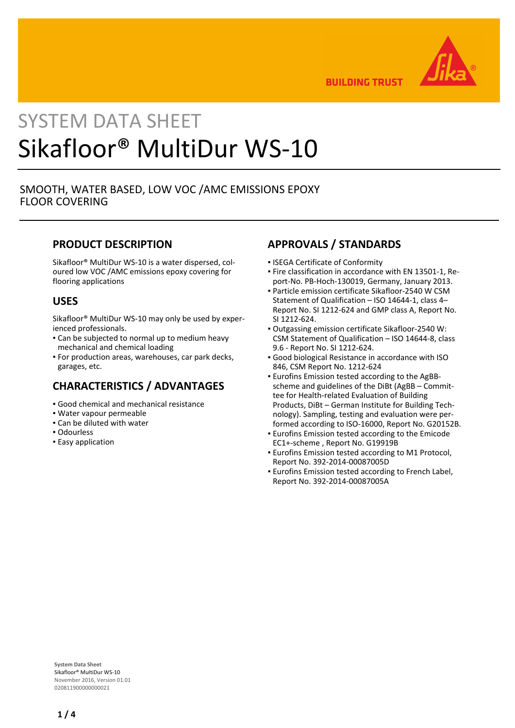# SYSTEM DATA SHEET

# Sikafloor® MultiDur WS-10

SMOOTH, WATER BASED, LOW VOC /AMC EMISSIONS EPOXY FLOOR COVERING

## PRODUCT DESCRIPTION

Sikafloor® MultiDur WS-10 is a water dispersed, coloured low VOC /AMC emissions epoxy covering for flooring applications

## USES

Sikafloor® MultiDur WS-10 may only be used by experienced professionals.

- Can be subjected to normal up to medium heavy mechanical and chemical loading
- For production areas, warehouses, car park decks, garages, etc.

## CHARACTERISTICS / ADVANTAGES

- Good chemical and mechanical resistance
- Water vapour permeable
- Can be diluted with water
- Odourless
- Easy application

## APPROVALS / STANDARDS

- ISEGA Certificate of Conformity
- Fire classification in accordance with EN 13501-1, Report-No. PB-Hoch-130019, Germany, January 2013.
- Particle emission certificate Sikafloor-2540 W CSM Statement of Qualification – ISO 14644-1, class 4– Report No. SI 1212-624 and GMP class A, Report No. SI 1212-624.
- Outgassing emission certificate Sikafloor-2540 W: CSM Statement of Qualification – ISO 14644-8, class 9.6 - Report No. SI 1212-624.
- Good biological Resistance in accordance with ISO 846, CSM Report No. 1212-624
- Eurofins Emission tested according to the AgBB-scheme and guidelines of the DiBt (AgBB – Committee for Health-related Evaluation of Building Products, DiBt – German Institute for Building Technology). Sampling, testing and evaluation were performed according to ISO-16000, Report No. G20152B.
- Eurofins Emission tested according to the Emicode EC1+-scheme , Report No. G19919B
- Eurofins Emission tested according to M1 Protocol, Report No. 392-2014-00087005D
- Eurofins Emission tested according to French Label, Report No. 392-2014-00087005A

**System Data Sheet**
Sikafloor® MultiDur WS-10
November 2016, Version 01.01
020811900000000021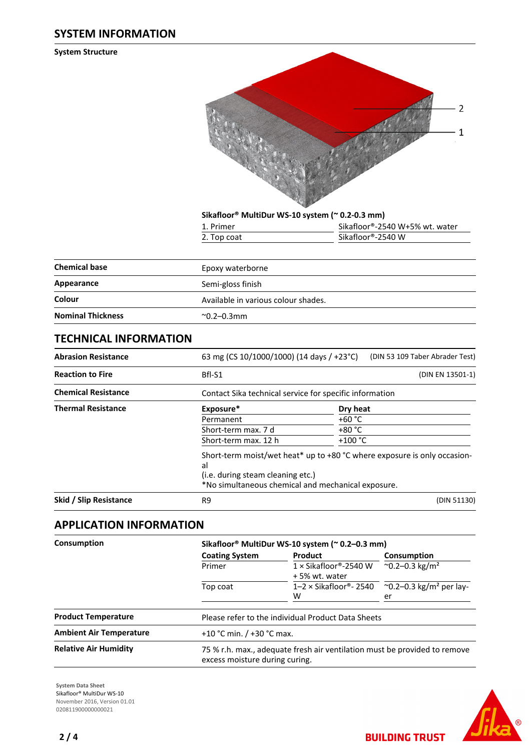## SYSTEM INFORMATION

### System Structure

**Sikafloor® MultiDur WS-10 system (~ 0.2-0.3 mm)**

| | |
|---|---|
| 1. Primer | Sikafloor®-2540 W+5% wt. water |
| 2. Top coat | Sikafloor®-2540 W |

| | |
|---|---|
| **Chemical base** | Epoxy waterborne |
| **Appearance** | Semi-gloss finish |
| **Colour** | Available in various colour shades. |
| **Nominal Thickness** | ~0.2–0.3mm |

## TECHNICAL INFORMATION

| | | |
|---|---|---|
| **Abrasion Resistance** | 63 mg (CS 10/1000/1000) (14 days / +23°C) | (DIN 53 109 Taber Abrader Test) |
| **Reaction to Fire** | Bfl-S1 | (DIN EN 13501-1) |
| **Chemical Resistance** | Contact Sika technical service for specific information | |

**Thermal Resistance**

| Exposure* | Dry heat |
|---|---|
| Permanent | +60 °C |
| Short-term max. 7 d | +80 °C |
| Short-term max. 12 h | +100 °C |

Short-term moist/wet heat* up to +80 °C where exposure is only occasional
(i.e. during steam cleaning etc.)
*No simultaneous chemical and mechanical exposure.

| | | |
|---|---|---|
| **Skid / Slip Resistance** | R9 | (DIN 51130) |

## APPLICATION INFORMATION

**Consumption**

**Sikafloor® MultiDur WS-10 system (~ 0.2–0.3 mm)**

| Coating System | Product | Consumption |
|---|---|---|
| Primer | 1 × Sikafloor®-2540 W + 5% wt. water | ~0.2–0.3 kg/m² |
| Top coat | 1–2 × Sikafloor®- 2540 W | ~0.2–0.3 kg/m² per layer |

| | |
|---|---|
| **Product Temperature** | Please refer to the individual Product Data Sheets |
| **Ambient Air Temperature** | +10 °C min. / +30 °C max. |
| **Relative Air Humidity** | 75 % r.h. max., adequate fresh air ventilation must be provided to remove excess moisture during curing. |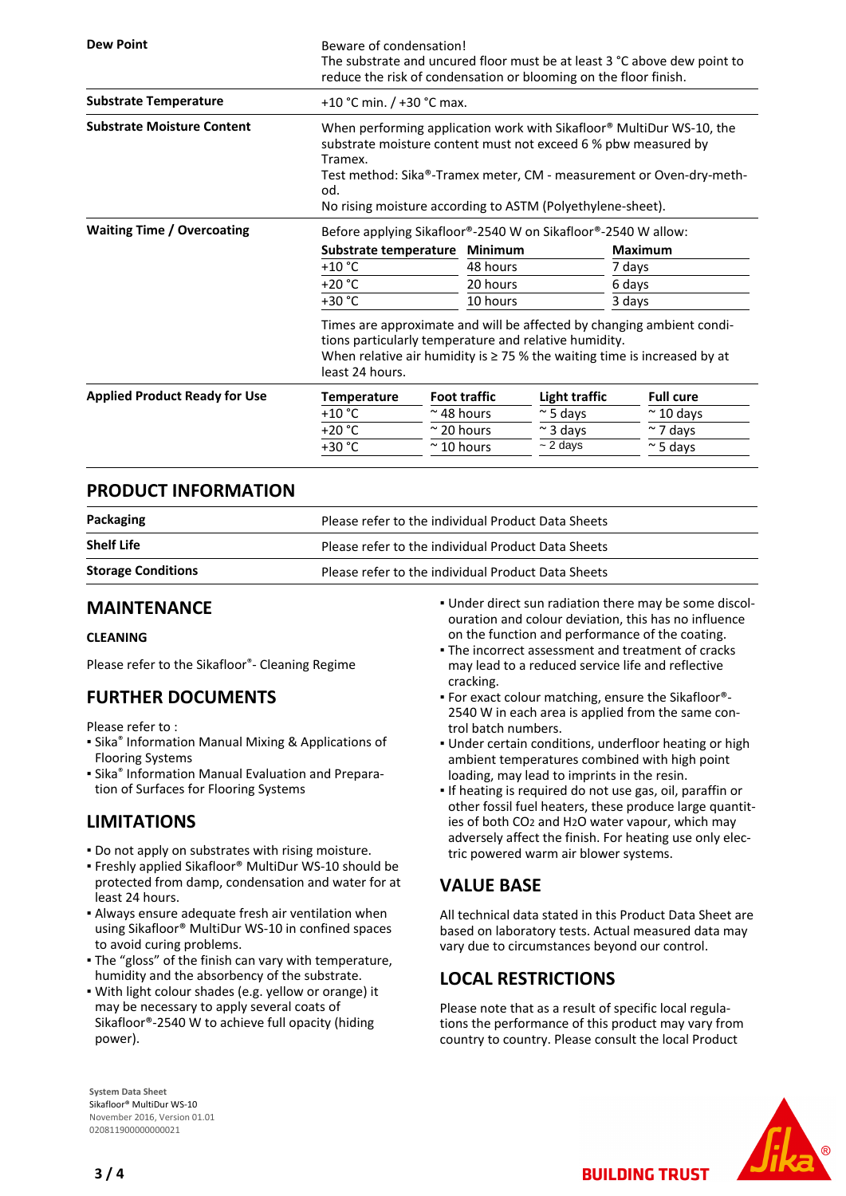| | |
|---|---|
| **Dew Point** | Beware of condensation!<br>The substrate and uncured floor must be at least 3 °C above dew point to reduce the risk of condensation or blooming on the floor finish. |
| **Substrate Temperature** | +10 °C min. / +30 °C max. |
| **Substrate Moisture Content** | When performing application work with Sikafloor® MultiDur WS-10, the substrate moisture content must not exceed 6 % pbw measured by Tramex.<br>Test method: Sika®-Tramex meter, CM - measurement or Oven-dry-method.<br>No rising moisture according to ASTM (Polyethylene-sheet). |

**Waiting Time / Overcoating**

Before applying Sikafloor®-2540 W on Sikafloor®-2540 W allow:

| Substrate temperature | Minimum | Maximum |
|---|---|---|
| +10 °C | 48 hours | 7 days |
| +20 °C | 20 hours | 6 days |
| +30 °C | 10 hours | 3 days |

Times are approximate and will be affected by changing ambient conditions particularly temperature and relative humidity.
When relative air humidity is ≥ 75 % the waiting time is increased by at least 24 hours.

**Applied Product Ready for Use**

| Temperature | Foot traffic | Light traffic | Full cure |
|---|---|---|---|
| +10 °C | ~ 48 hours | ~ 5 days | ~ 10 days |
| +20 °C | ~ 20 hours | ~ 3 days | ~ 7 days |
| +30 °C | ~ 10 hours | ~ 2 days | ~ 5 days |

## PRODUCT INFORMATION

| | |
|---|---|
| **Packaging** | Please refer to the individual Product Data Sheets |
| **Shelf Life** | Please refer to the individual Product Data Sheets |
| **Storage Conditions** | Please refer to the individual Product Data Sheets |

## MAINTENANCE

### CLEANING

Please refer to the Sikafloor®- Cleaning Regime

## FURTHER DOCUMENTS

Please refer to :
- Sika® Information Manual Mixing & Applications of Flooring Systems
- Sika® Information Manual Evaluation and Preparation of Surfaces for Flooring Systems

## LIMITATIONS

- Do not apply on substrates with rising moisture.
- Freshly applied Sikafloor® MultiDur WS-10 should be protected from damp, condensation and water for at least 24 hours.
- Always ensure adequate fresh air ventilation when using Sikafloor® MultiDur WS-10 in confined spaces to avoid curing problems.
- The "gloss" of the finish can vary with temperature, humidity and the absorbency of the substrate.
- With light colour shades (e.g. yellow or orange) it may be necessary to apply several coats of Sikafloor®-2540 W to achieve full opacity (hiding power).
- Under direct sun radiation there may be some discolouration and colour deviation, this has no influence on the function and performance of the coating.
- The incorrect assessment and treatment of cracks may lead to a reduced service life and reflective cracking.
- For exact colour matching, ensure the Sikafloor®-2540 W in each area is applied from the same control batch numbers.
- Under certain conditions, underfloor heating or high ambient temperatures combined with high point loading, may lead to imprints in the resin.
- If heating is required do not use gas, oil, paraffin or other fossil fuel heaters, these produce large quantities of both $CO_2$ and $H_2O$ water vapour, which may adversely affect the finish. For heating use only electric powered warm air blower systems.

## VALUE BASE

All technical data stated in this Product Data Sheet are based on laboratory tests. Actual measured data may vary due to circumstances beyond our control.

## LOCAL RESTRICTIONS

Please note that as a result of specific local regulations the performance of this product may vary from country to country. Please consult the local Product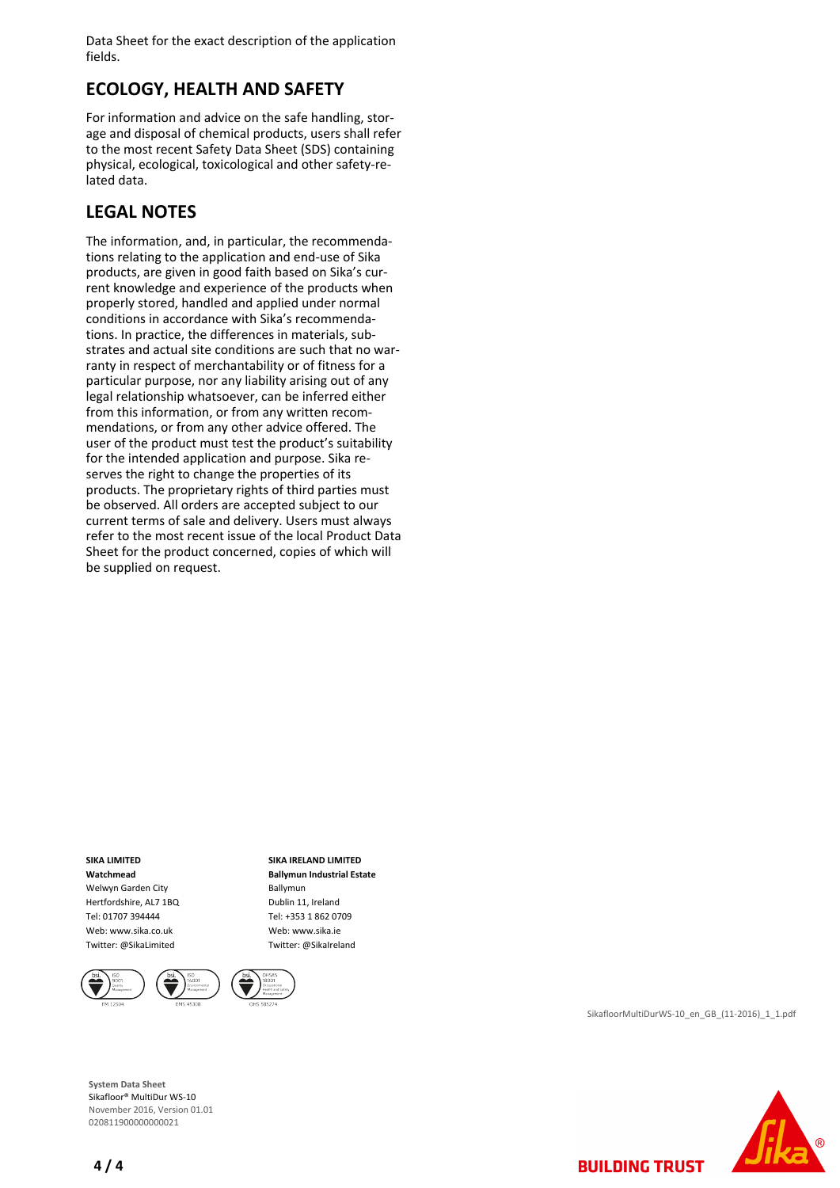Data Sheet for the exact description of the application fields.

## ECOLOGY, HEALTH AND SAFETY

For information and advice on the safe handling, storage and disposal of chemical products, users shall refer to the most recent Safety Data Sheet (SDS) containing physical, ecological, toxicological and other safety-related data.

## LEGAL NOTES

The information, and, in particular, the recommendations relating to the application and end-use of Sika products, are given in good faith based on Sika's current knowledge and experience of the products when properly stored, handled and applied under normal conditions in accordance with Sika's recommendations. In practice, the differences in materials, substrates and actual site conditions are such that no warranty in respect of merchantability or of fitness for a particular purpose, nor any liability arising out of any legal relationship whatsoever, can be inferred either from this information, or from any written recommendations, or from any other advice offered. The user of the product must test the product's suitability for the intended application and purpose. Sika reserves the right to change the properties of its products. The proprietary rights of third parties must be observed. All orders are accepted subject to our current terms of sale and delivery. Users must always refer to the most recent issue of the local Product Data Sheet for the product concerned, copies of which will be supplied on request.

**SIKA LIMITED**
**Watchmead**
Welwyn Garden City
Hertfordshire, AL7 1BQ
Tel: 01707 394444
Web: www.sika.co.uk
Twitter: @SikaLimited

**SIKA IRELAND LIMITED**
**Ballymun Industrial Estate**
Ballymun
Dublin 11, Ireland
Tel: +353 1 862 0709
Web: www.sika.ie
Twitter: @SikaIreland

FM 12504 EMS 45308 OHS 585274

SikafloorMultiDurWS-10_en_GB_(11-2016)_1_1.pdf

**System Data Sheet**
Sikafloor® MultiDur WS-10
November 2016, Version 01.01
020811900000000021

**BUILDING TRUST**